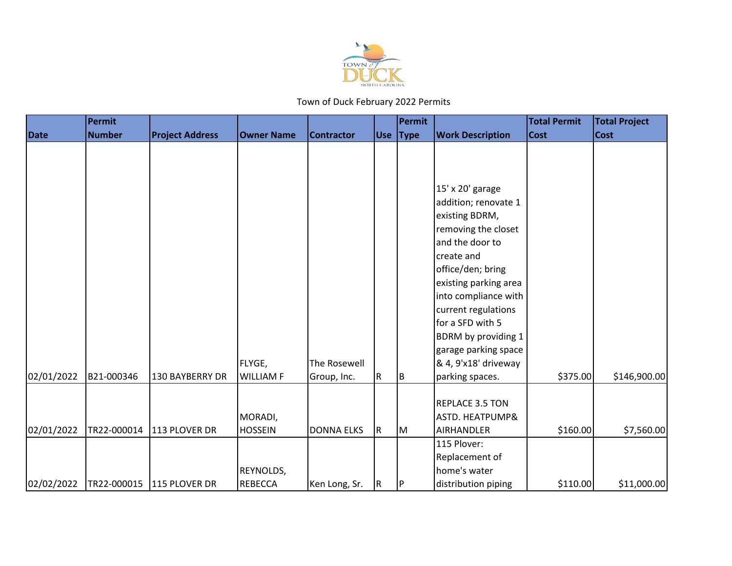Town of Duck February 2022 Permits

| Date | Permit Number | Project Address | Owner Name | Contractor | Use | Permit Type | Work Description | Total Permit Cost | Total Project Cost |
|---|---|---|---|---|---|---|---|---|---|
| 02/01/2022 | B21-000346 | 130 BAYBERRY DR | FLYGE, WILLIAM F | The Rosewell Group, Inc. | R | B | 15' x 20' garage addition; renovate 1 existing BDRM, removing the closet and the door to create and office/den; bring existing parking area into compliance with current regulations for a SFD with 5 BDRM by providing 1 garage parking space & 4, 9'x18' driveway parking spaces. | $375.00 | $146,900.00 |
| 02/01/2022 | TR22-000014 | 113 PLOVER DR | MORADI, HOSSEIN | DONNA ELKS | R | M | REPLACE 3.5 TON ASTD. HEATPUMP& AIRHANDLER | $160.00 | $7,560.00 |
| 02/02/2022 | TR22-000015 | 115 PLOVER DR | REYNOLDS, REBECCA | Ken Long, Sr. | R | P | 115 Plover: Replacement of home's water distribution piping | $110.00 | $11,000.00 |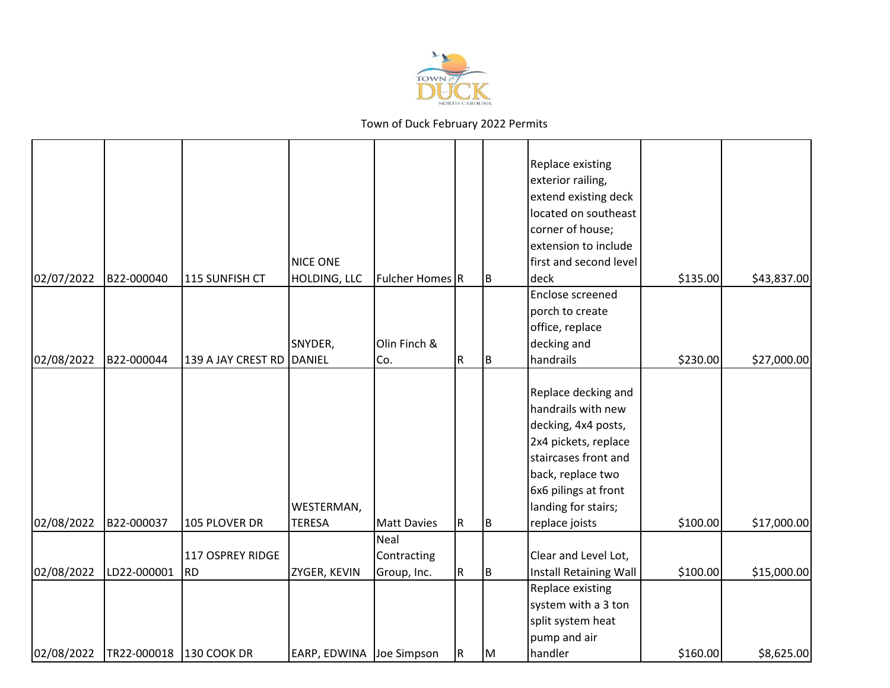Town of Duck February 2022 Permits

| | | | | | | | | | |
|---|---|---|---|---|---|---|---|---|---|
| 02/07/2022 | B22-000040 | 115 SUNFISH CT | NICE ONE HOLDING, LLC | Fulcher Homes | R | B | Replace existing exterior railing, extend existing deck located on southeast corner of house; extension to include first and second level deck | $135.00 | $43,837.00 |
| 02/08/2022 | B22-000044 | 139 A JAY CREST RD | SNYDER, DANIEL | Olin Finch & Co. | R | B | Enclose screened porch to create office, replace decking and handrails | $230.00 | $27,000.00 |
| 02/08/2022 | B22-000037 | 105 PLOVER DR | WESTERMAN, TERESA | Matt Davies | R | B | Replace decking and handrails with new decking, 4x4 posts, 2x4 pickets, replace staircases front and back, replace two 6x6 pilings at front landing for stairs; replace joists | $100.00 | $17,000.00 |
| 02/08/2022 | LD22-000001 | 117 OSPREY RIDGE RD | ZYGER, KEVIN | Neal Contracting Group, Inc. | R | B | Clear and Level Lot, Install Retaining Wall | $100.00 | $15,000.00 |
| 02/08/2022 | TR22-000018 | 130 COOK DR | EARP, EDWINA | Joe Simpson | R | M | Replace existing system with a 3 ton split system heat pump and air handler | $160.00 | $8,625.00 |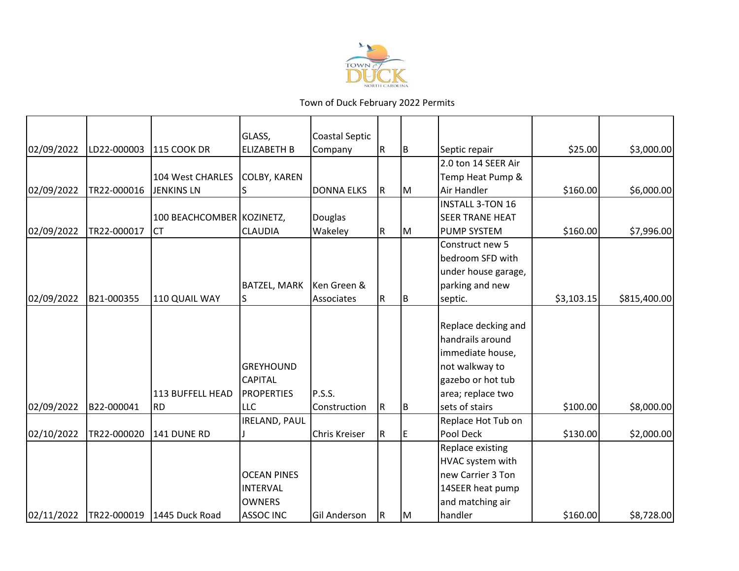Town of Duck February 2022 Permits

| | | | | | | | | | |
|---|---|---|---|---|---|---|---|---|---|
| 02/09/2022 | LD22-000003 | 115 COOK DR | GLASS, ELIZABETH B | Coastal Septic Company | R | B | Septic repair | $25.00 | $3,000.00 |
| 02/09/2022 | TR22-000016 | 104 West CHARLES JENKINS LN | COLBY, KAREN S | DONNA ELKS | R | M | 2.0 ton 14 SEER Air Temp Heat Pump & Air Handler | $160.00 | $6,000.00 |
| 02/09/2022 | TR22-000017 | 100 BEACHCOMBER CT | KOZINETZ, CLAUDIA | Douglas Wakeley | R | M | INSTALL 3-TON 16 SEER TRANE HEAT PUMP SYSTEM | $160.00 | $7,996.00 |
| 02/09/2022 | B21-000355 | 110 QUAIL WAY | BATZEL, MARK S | Ken Green & Associates | R | B | Construct new 5 bedroom SFD with under house garage, parking and new septic. | $3,103.15 | $815,400.00 |
| 02/09/2022 | B22-000041 | 113 BUFFELL HEAD RD | GREYHOUND CAPITAL PROPERTIES LLC | P.S.S. Construction | R | B | Replace decking and handrails around immediate house, not walkway to gazebo or hot tub area; replace two sets of stairs | $100.00 | $8,000.00 |
| 02/10/2022 | TR22-000020 | 141 DUNE RD | IRELAND, PAUL J | Chris Kreiser | R | E | Replace Hot Tub on Pool Deck | $130.00 | $2,000.00 |
| 02/11/2022 | TR22-000019 | 1445 Duck Road | OCEAN PINES INTERVAL OWNERS ASSOC INC | Gil Anderson | R | M | Replace existing HVAC system with new Carrier 3 Ton 14SEER heat pump and matching air handler | $160.00 | $8,728.00 |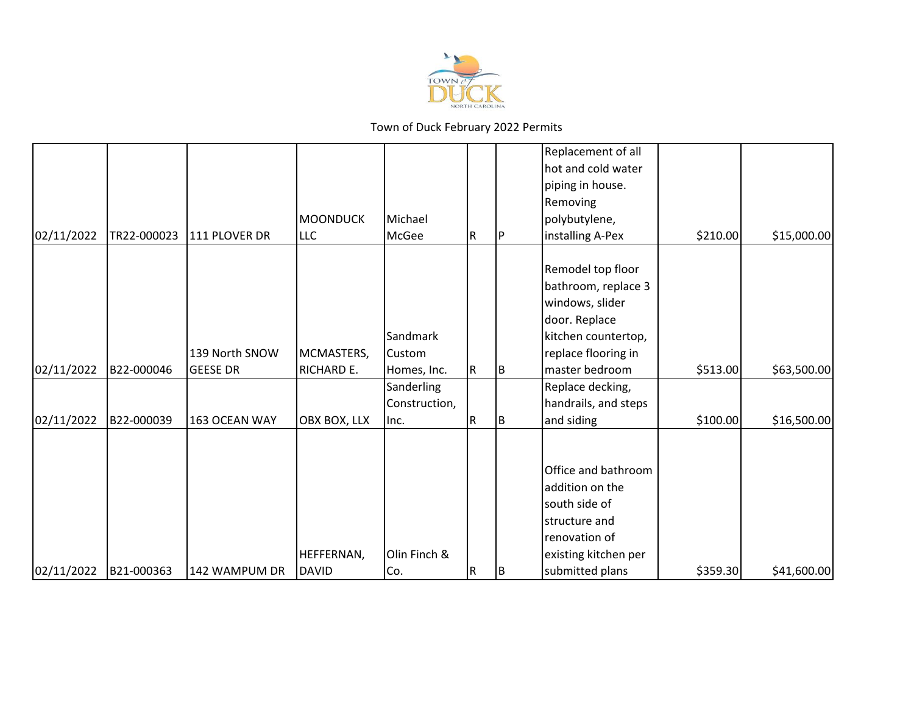Town of Duck February 2022 Permits

| | | | | | | | | | |
|---|---|---|---|---|---|---|---|---|---|
| 02/11/2022 | TR22-000023 | 111 PLOVER DR | MOONDUCK LLC | Michael McGee | R | P | Replacement of all hot and cold water piping in house. Removing polybutylene, installing A-Pex | $210.00 | $15,000.00 |
| 02/11/2022 | B22-000046 | 139 North SNOW GEESE DR | MCMASTERS, RICHARD E. | Sandmark Custom Homes, Inc. | R | B | Remodel top floor bathroom, replace 3 windows, slider door. Replace kitchen countertop, replace flooring in master bedroom | $513.00 | $63,500.00 |
| 02/11/2022 | B22-000039 | 163 OCEAN WAY | OBX BOX, LLX | Sanderling Construction, Inc. | R | B | Replace decking, handrails, and steps and siding | $100.00 | $16,500.00 |
| 02/11/2022 | B21-000363 | 142 WAMPUM DR | HEFFERNAN, DAVID | Olin Finch & Co. | R | B | Office and bathroom addition on the south side of structure and renovation of existing kitchen per submitted plans | $359.30 | $41,600.00 |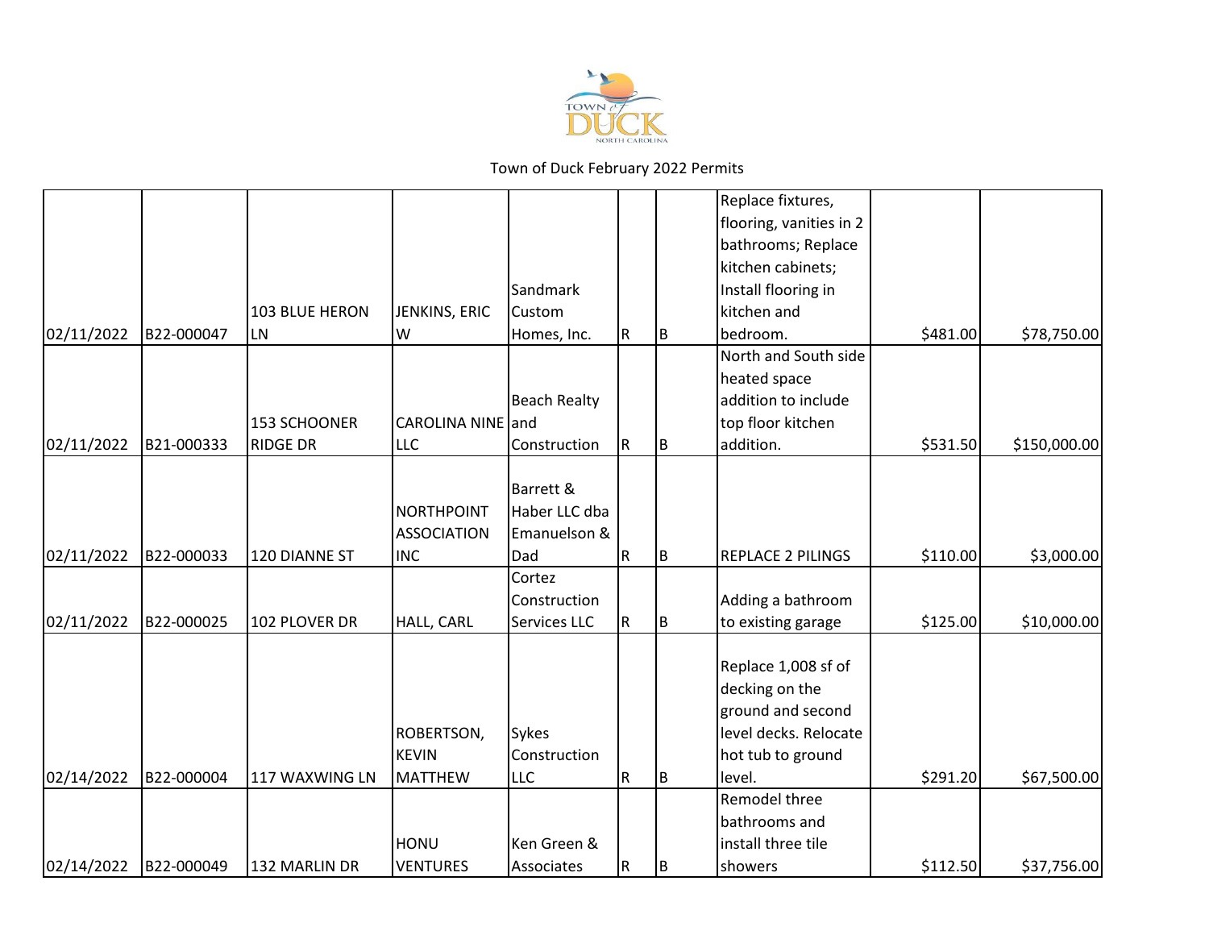Town of Duck February 2022 Permits

| | | | | | | | | | |
|---|---|---|---|---|---|---|---|---|---|
| 02/11/2022 | B22-000047 | 103 BLUE HERON LN | JENKINS, ERIC W | Sandmark Custom Homes, Inc. | R | B | Replace fixtures, flooring, vanities in 2 bathrooms; Replace kitchen cabinets; Install flooring in kitchen and bedroom. | $481.00 | $78,750.00 |
| 02/11/2022 | B21-000333 | 153 SCHOONER RIDGE DR | CAROLINA NINE LLC | Beach Realty and Construction | R | B | North and South side heated space addition to include top floor kitchen addition. | $531.50 | $150,000.00 |
| 02/11/2022 | B22-000033 | 120 DIANNE ST | NORTHPOINT ASSOCIATION INC | Barrett & Haber LLC dba Emanuelson & Dad | R | B | REPLACE 2 PILINGS | $110.00 | $3,000.00 |
| 02/11/2022 | B22-000025 | 102 PLOVER DR | HALL, CARL | Cortez Construction Services LLC | R | B | Adding a bathroom to existing garage | $125.00 | $10,000.00 |
| 02/14/2022 | B22-000004 | 117 WAXWING LN | ROBERTSON, KEVIN MATTHEW | Sykes Construction LLC | R | B | Replace 1,008 sf of decking on the ground and second level decks. Relocate hot tub to ground level. | $291.20 | $67,500.00 |
| 02/14/2022 | B22-000049 | 132 MARLIN DR | HONU VENTURES | Ken Green & Associates | R | B | Remodel three bathrooms and install three tile showers | $112.50 | $37,756.00 |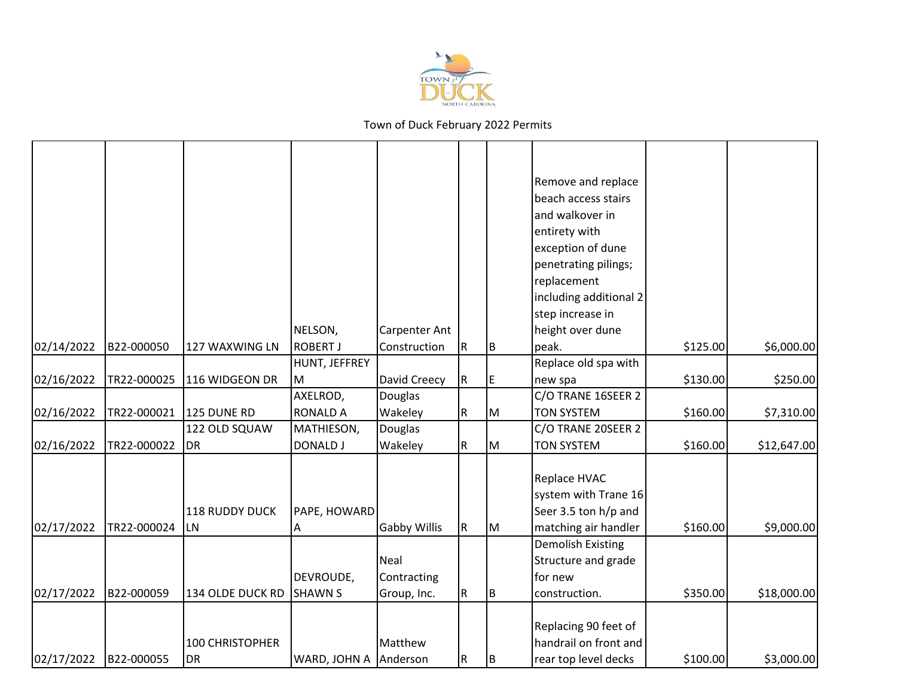Town of Duck February 2022 Permits

| | | | | | | | | | |
|---|---|---|---|---|---|---|---|---|---|
| 02/14/2022 | B22-000050 | 127 WAXWING LN | NELSON, ROBERT J | Carpenter Ant Construction | R | B | Remove and replace beach access stairs and walkover in entirety with exception of dune penetrating pilings; replacement including additional 2 step increase in height over dune peak. | $125.00 | $6,000.00 |
| 02/16/2022 | TR22-000025 | 116 WIDGEON DR | HUNT, JEFFREY M | David Creecy | R | E | Replace old spa with new spa | $130.00 | $250.00 |
| 02/16/2022 | TR22-000021 | 125 DUNE RD | AXELROD, RONALD A | Douglas Wakeley | R | M | C/O TRANE 16SEER 2 TON SYSTEM | $160.00 | $7,310.00 |
| 02/16/2022 | TR22-000022 | 122 OLD SQUAW DR | MATHIESON, DONALD J | Douglas Wakeley | R | M | C/O TRANE 20SEER 2 TON SYSTEM | $160.00 | $12,647.00 |
| 02/17/2022 | TR22-000024 | 118 RUDDY DUCK LN | PAPE, HOWARD A | Gabby Willis | R | M | Replace HVAC system with Trane 16 Seer 3.5 ton h/p and matching air handler | $160.00 | $9,000.00 |
| 02/17/2022 | B22-000059 | 134 OLDE DUCK RD | DEVROUDE, SHAWN S | Neal Contracting Group, Inc. | R | B | Demolish Existing Structure and grade for new construction. | $350.00 | $18,000.00 |
| 02/17/2022 | B22-000055 | 100 CHRISTOPHER DR | WARD, JOHN A | Matthew Anderson | R | B | Replacing 90 feet of handrail on front and rear top level decks | $100.00 | $3,000.00 |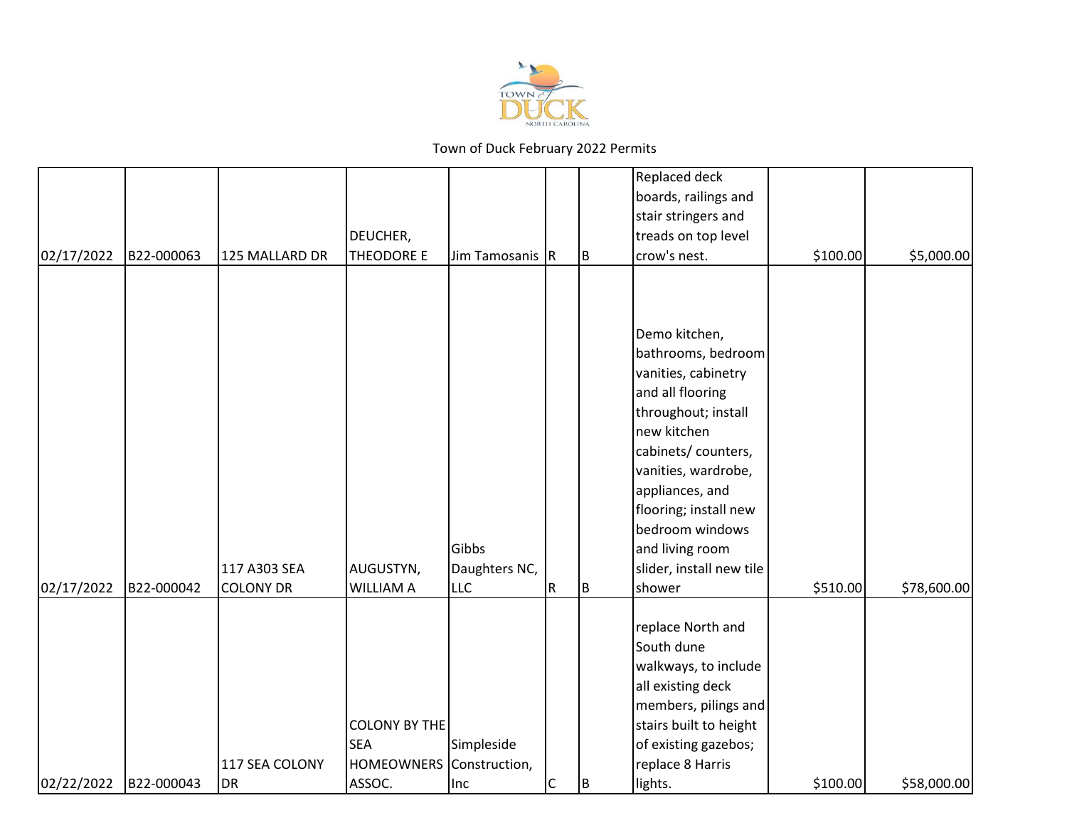Town of Duck February 2022 Permits

| | | | | | | | | | |
|---|---|---|---|---|---|---|---|---|---|
| 02/17/2022 | B22-000063 | 125 MALLARD DR | DEUCHER, THEODORE E | Jim Tamosanis | R | B | Replaced deck boards, railings and stair stringers and treads on top level crow's nest. | $100.00 | $5,000.00 |
| 02/17/2022 | B22-000042 | 117 A303 SEA COLONY DR | AUGUSTYN, WILLIAM A | Gibbs Daughters NC, LLC | R | B | Demo kitchen, bathrooms, bedroom vanities, cabinetry and all flooring throughout; install new kitchen cabinets/ counters, vanities, wardrobe, appliances, and flooring; install new bedroom windows and living room slider, install new tile shower | $510.00 | $78,600.00 |
| 02/22/2022 | B22-000043 | 117 SEA COLONY DR | COLONY BY THE SEA HOMEOWNERS ASSOC. | Simpleside Construction, Inc | C | B | replace North and South dune walkways, to include all existing deck members, pilings and stairs built to height of existing gazebos; replace 8 Harris lights. | $100.00 | $58,000.00 |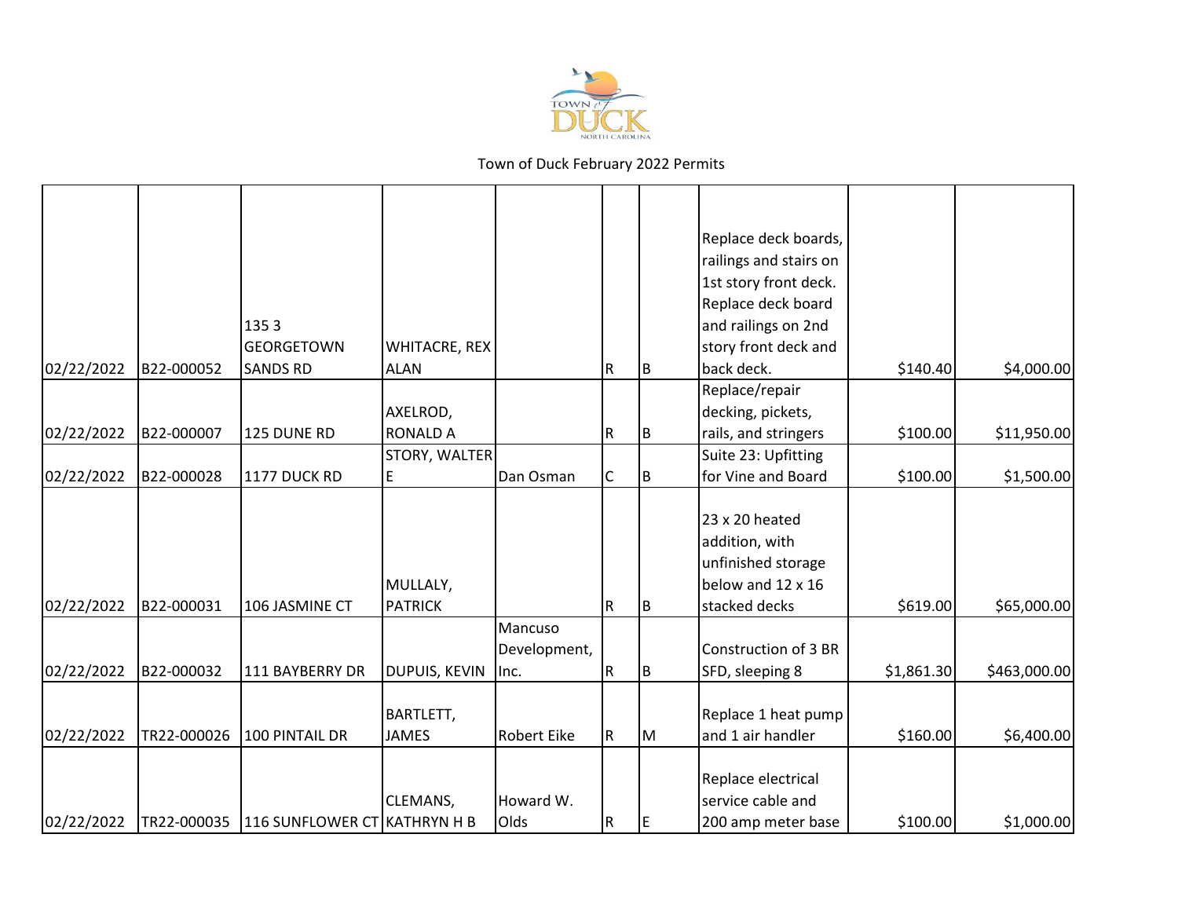Town of Duck February 2022 Permits

| | | | | | | | | | |
|---|---|---|---|---|---|---|---|---|---|
| 02/22/2022 | B22-000052 | 135 3 GEORGETOWN SANDS RD | WHITACRE, REX ALAN | | R | B | Replace deck boards, railings and stairs on 1st story front deck. Replace deck board and railings on 2nd story front deck and back deck. | $140.40 | $4,000.00 |
| 02/22/2022 | B22-000007 | 125 DUNE RD | AXELROD, RONALD A | | R | B | Replace/repair decking, pickets, rails, and stringers | $100.00 | $11,950.00 |
| 02/22/2022 | B22-000028 | 1177 DUCK RD | STORY, WALTER E | Dan Osman | C | B | Suite 23: Upfitting for Vine and Board | $100.00 | $1,500.00 |
| 02/22/2022 | B22-000031 | 106 JASMINE CT | MULLALY, PATRICK | | R | B | 23 x 20 heated addition, with unfinished storage below and 12 x 16 stacked decks | $619.00 | $65,000.00 |
| 02/22/2022 | B22-000032 | 111 BAYBERRY DR | DUPUIS, KEVIN | Mancuso Development, Inc. | R | B | Construction of 3 BR SFD, sleeping 8 | $1,861.30 | $463,000.00 |
| 02/22/2022 | TR22-000026 | 100 PINTAIL DR | BARTLETT, JAMES | Robert Eike | R | M | Replace 1 heat pump and 1 air handler | $160.00 | $6,400.00 |
| 02/22/2022 | TR22-000035 | 116 SUNFLOWER CT | CLEMANS, KATHRYN H B | Howard W. Olds | R | E | Replace electrical service cable and 200 amp meter base | $100.00 | $1,000.00 |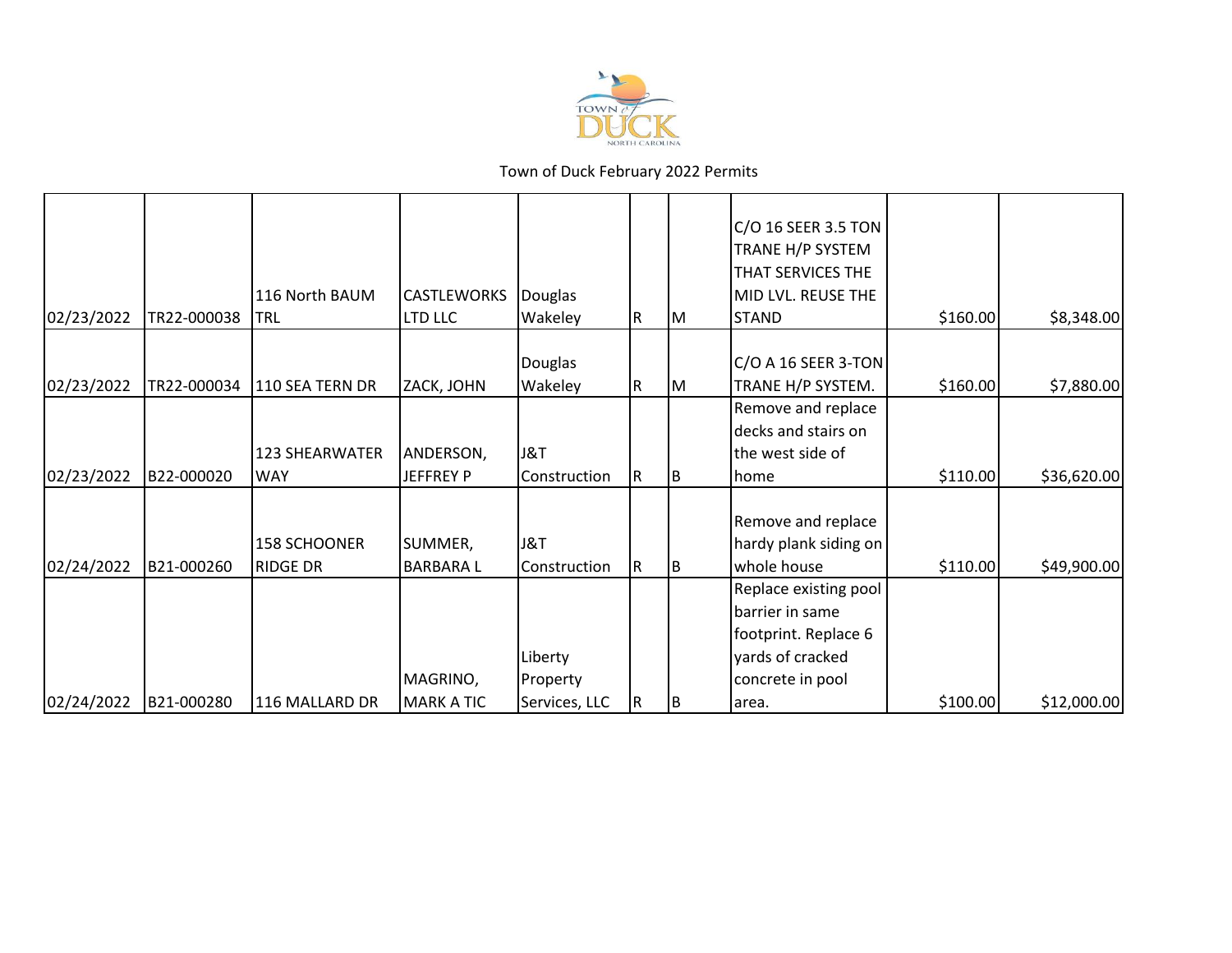Town of Duck February 2022 Permits

| | | | | | | | | | |
|---|---|---|---|---|---|---|---|---|---|
| 02/23/2022 | TR22-000038 | 116 North BAUM TRL | CASTLEWORKS LTD LLC | Douglas Wakeley | R | M | C/O 16 SEER 3.5 TON TRANE H/P SYSTEM THAT SERVICES THE MID LVL. REUSE THE STAND | $160.00 | $8,348.00 |
| 02/23/2022 | TR22-000034 | 110 SEA TERN DR | ZACK, JOHN | Douglas Wakeley | R | M | C/O A 16 SEER 3-TON TRANE H/P SYSTEM. | $160.00 | $7,880.00 |
| 02/23/2022 | B22-000020 | 123 SHEARWATER WAY | ANDERSON, JEFFREY P | J&T Construction | R | B | Remove and replace decks and stairs on the west side of home | $110.00 | $36,620.00 |
| 02/24/2022 | B21-000260 | 158 SCHOONER RIDGE DR | SUMMER, BARBARA L | J&T Construction | R | B | Remove and replace hardy plank siding on whole house | $110.00 | $49,900.00 |
| 02/24/2022 | B21-000280 | 116 MALLARD DR | MAGRINO, MARK A TIC | Liberty Property Services, LLC | R | B | Replace existing pool barrier in same footprint. Replace 6 yards of cracked concrete in pool area. | $100.00 | $12,000.00 |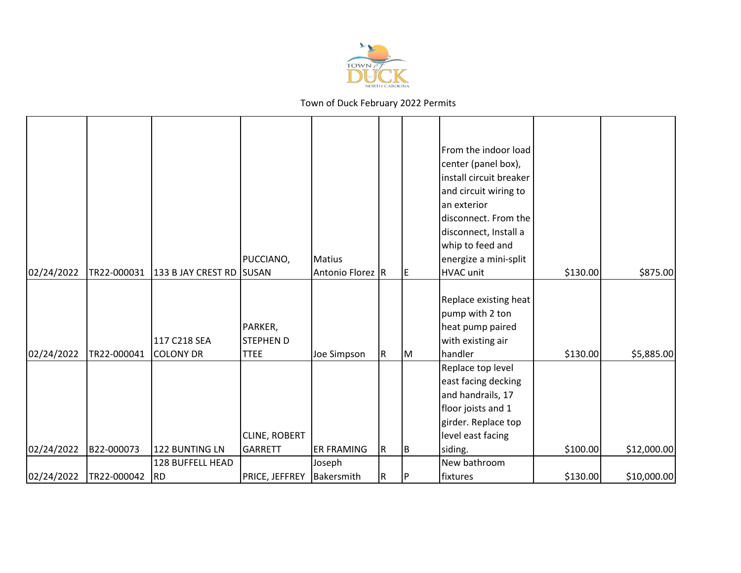Town of Duck February 2022 Permits

| | | | | | | | | | |
|---|---|---|---|---|---|---|---|---|---|
| 02/24/2022 | TR22-000031 | 133 B JAY CREST RD | PUCCIANO, SUSAN | Matius Antonio Florez | R | E | From the indoor load center (panel box), install circuit breaker and circuit wiring to an exterior disconnect. From the disconnect, Install a whip to feed and energize a mini-split HVAC unit | $130.00 | $875.00 |
| 02/24/2022 | TR22-000041 | 117 C218 SEA COLONY DR | PARKER, STEPHEN D TTEE | Joe Simpson | R | M | Replace existing heat pump with 2 ton heat pump paired with existing air handler | $130.00 | $5,885.00 |
| 02/24/2022 | B22-000073 | 122 BUNTING LN | CLINE, ROBERT GARRETT | ER FRAMING | R | B | Replace top level east facing decking and handrails, 17 floor joists and 1 girder. Replace top level east facing siding. | $100.00 | $12,000.00 |
| 02/24/2022 | TR22-000042 | 128 BUFFELL HEAD RD | PRICE, JEFFREY | Joseph Bakersmith | R | P | New bathroom fixtures | $130.00 | $10,000.00 |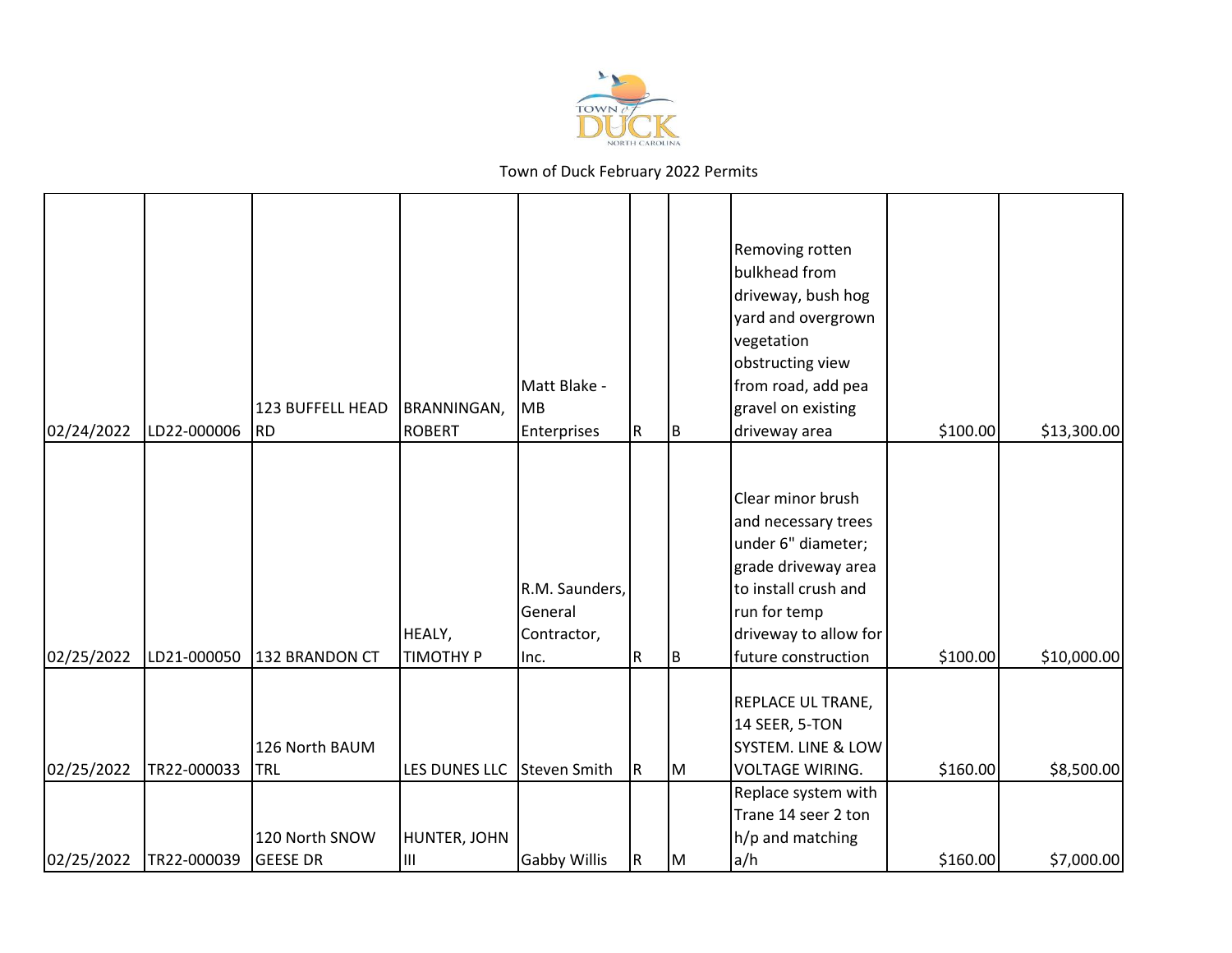Town of Duck February 2022 Permits

| | | | | | | | | | |
|---|---|---|---|---|---|---|---|---|---|
| 02/24/2022 | LD22-000006 | 123 BUFFELL HEAD RD | BRANNINGAN, ROBERT | Matt Blake - MB Enterprises | R | B | Removing rotten bulkhead from driveway, bush hog yard and overgrown vegetation obstructing view from road, add pea gravel on existing driveway area | $100.00 | $13,300.00 |
| 02/25/2022 | LD21-000050 | 132 BRANDON CT | HEALY, TIMOTHY P | R.M. Saunders, General Contractor, Inc. | R | B | Clear minor brush and necessary trees under 6" diameter; grade driveway area to install crush and run for temp driveway to allow for future construction | $100.00 | $10,000.00 |
| 02/25/2022 | TR22-000033 | 126 North BAUM TRL | LES DUNES LLC | Steven Smith | R | M | REPLACE UL TRANE, 14 SEER, 5-TON SYSTEM. LINE & LOW VOLTAGE WIRING. | $160.00 | $8,500.00 |
| 02/25/2022 | TR22-000039 | 120 North SNOW GEESE DR | HUNTER, JOHN III | Gabby Willis | R | M | Replace system with Trane 14 seer 2 ton h/p and matching a/h | $160.00 | $7,000.00 |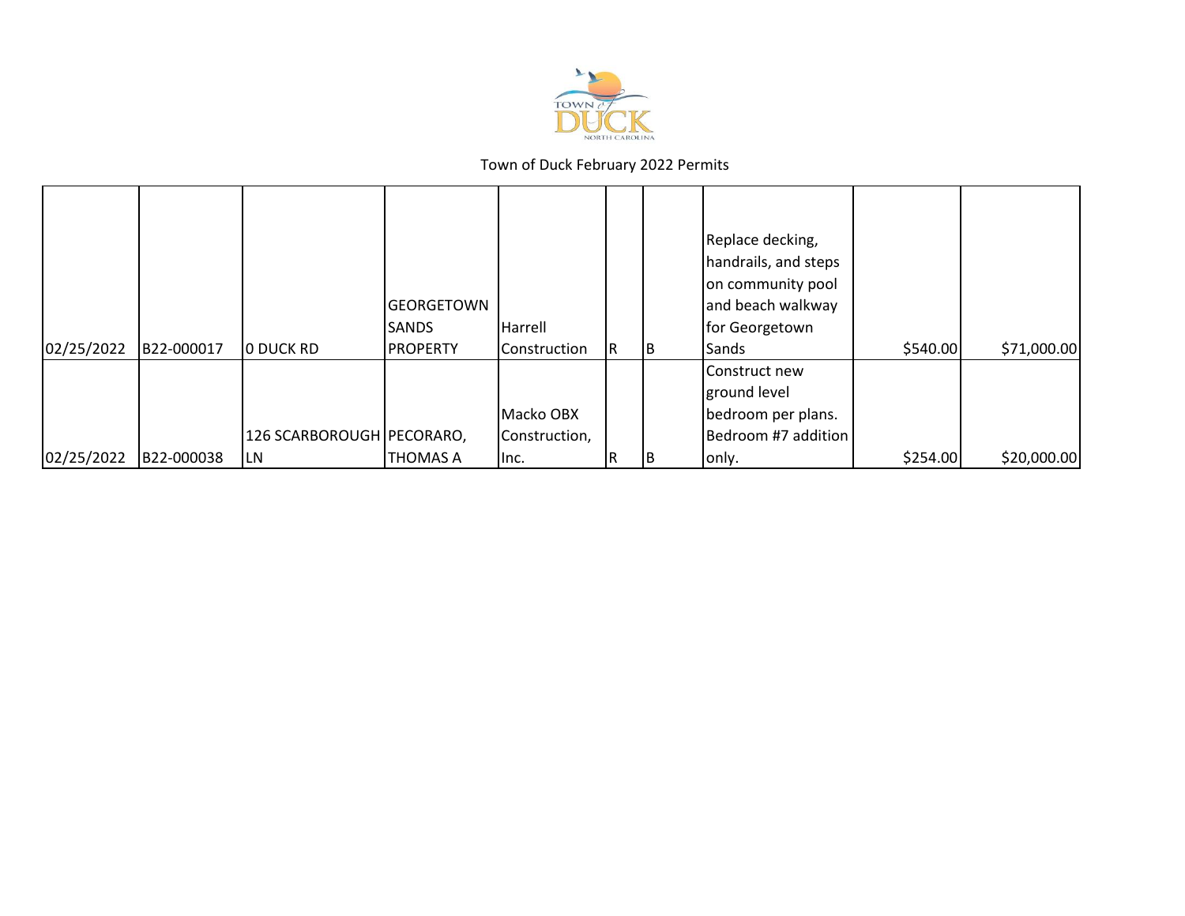Town of Duck February 2022 Permits

| | | | | | | | | | |
|---|---|---|---|---|---|---|---|---|---|
| 02/25/2022 | B22-000017 | 0 DUCK RD | GEORGETOWN SANDS PROPERTY | Harrell Construction | R | B | Replace decking, handrails, and steps on community pool and beach walkway for Georgetown Sands | $540.00 | $71,000.00 |
| 02/25/2022 | B22-000038 | 126 SCARBOROUGH LN | PECORARO, THOMAS A | Macko OBX Construction, Inc. | R | B | Construct new ground level bedroom per plans. Bedroom #7 addition only. | $254.00 | $20,000.00 |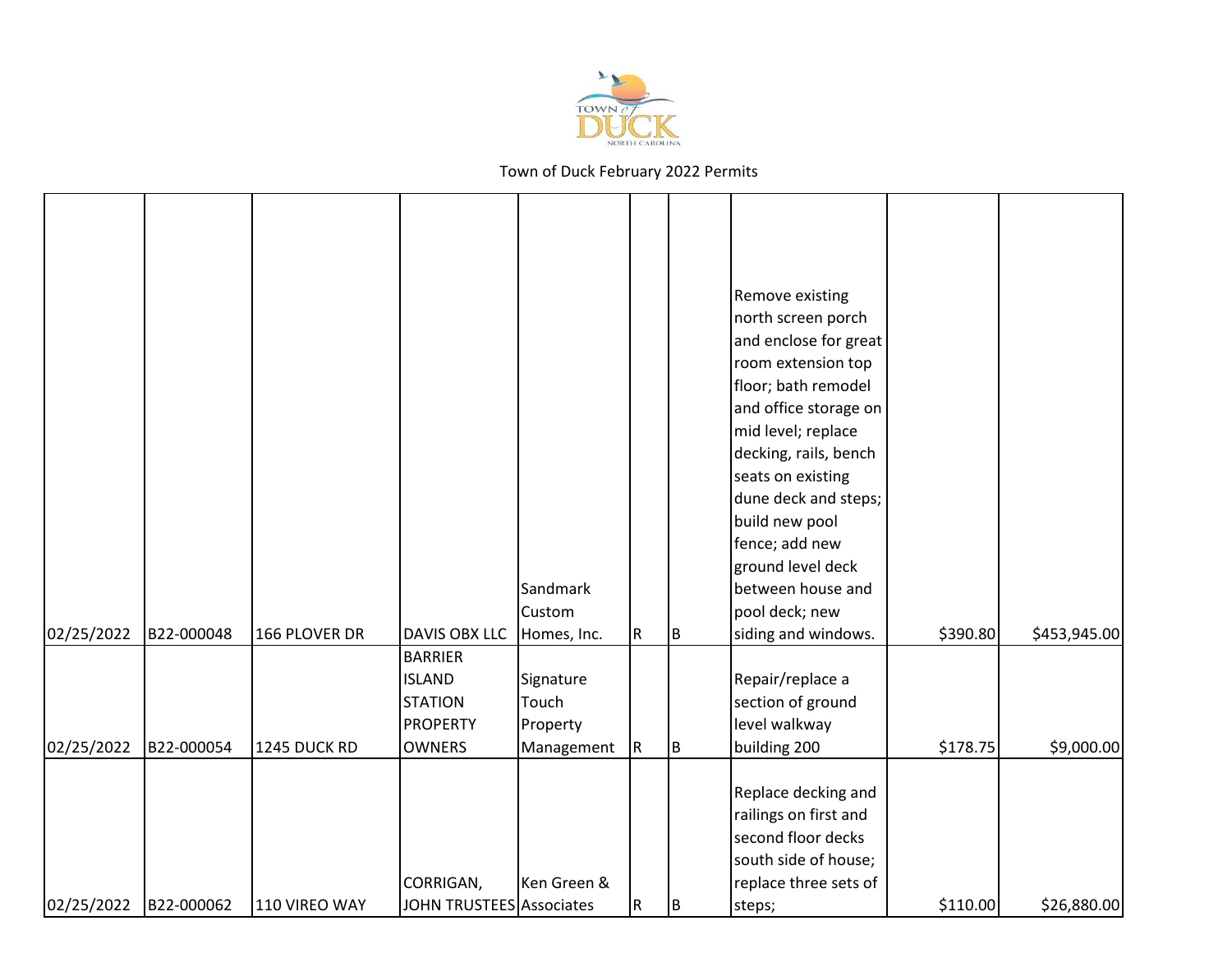Town of Duck February 2022 Permits

| | | | | | | | | | |
|---|---|---|---|---|---|---|---|---|---|
| 02/25/2022 | B22-000048 | 166 PLOVER DR | DAVIS OBX LLC | Sandmark Custom Homes, Inc. | R | B | Remove existing north screen porch and enclose for great room extension top floor; bath remodel and office storage on mid level; replace decking, rails, bench seats on existing dune deck and steps; build new pool fence; add new ground level deck between house and pool deck; new siding and windows. | $390.80 | $453,945.00 |
| 02/25/2022 | B22-000054 | 1245 DUCK RD | BARRIER ISLAND STATION PROPERTY OWNERS | Signature Touch Property Management | R | B | Repair/replace a section of ground level walkway building 200 | $178.75 | $9,000.00 |
| 02/25/2022 | B22-000062 | 110 VIREO WAY | CORRIGAN, JOHN TRUSTEES | Ken Green & Associates | R | B | Replace decking and railings on first and second floor decks south side of house; replace three sets of steps; | $110.00 | $26,880.00 |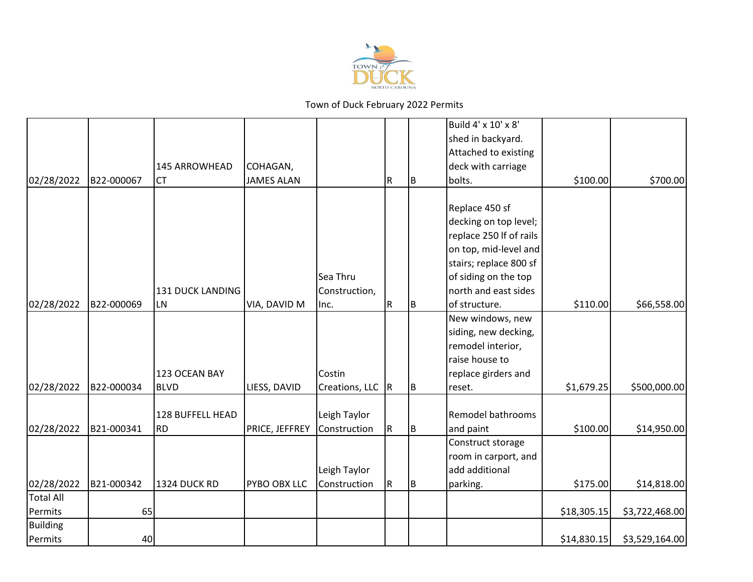Town of Duck February 2022 Permits

| | | | | | | | | | |
|---|---|---|---|---|---|---|---|---|---|
| 02/28/2022 | B22-000067 | 145 ARROWHEAD CT | COHAGAN, JAMES ALAN | | R | B | Build 4' x 10' x 8' shed in backyard. Attached to existing deck with carriage bolts. | $100.00 | $700.00 |
| 02/28/2022 | B22-000069 | 131 DUCK LANDING LN | VIA, DAVID M | Sea Thru Construction, Inc. | R | B | Replace 450 sf decking on top level; replace 250 lf of rails on top, mid-level and stairs; replace 800 sf of siding on the top north and east sides of structure. | $110.00 | $66,558.00 |
| 02/28/2022 | B22-000034 | 123 OCEAN BAY BLVD | LIESS, DAVID | Costin Creations, LLC | R | B | New windows, new siding, new decking, remodel interior, raise house to replace girders and reset. | $1,679.25 | $500,000.00 |
| 02/28/2022 | B21-000341 | 128 BUFFELL HEAD RD | PRICE, JEFFREY | Leigh Taylor Construction | R | B | Remodel bathrooms and paint | $100.00 | $14,950.00 |
| 02/28/2022 | B21-000342 | 1324 DUCK RD | PYBO OBX LLC | Leigh Taylor Construction | R | B | Construct storage room in carport, and add additional parking. | $175.00 | $14,818.00 |
| Total All Permits | 65 | | | | | | | $18,305.15 | $3,722,468.00 |
| Building Permits | 40 | | | | | | | $14,830.15 | $3,529,164.00 |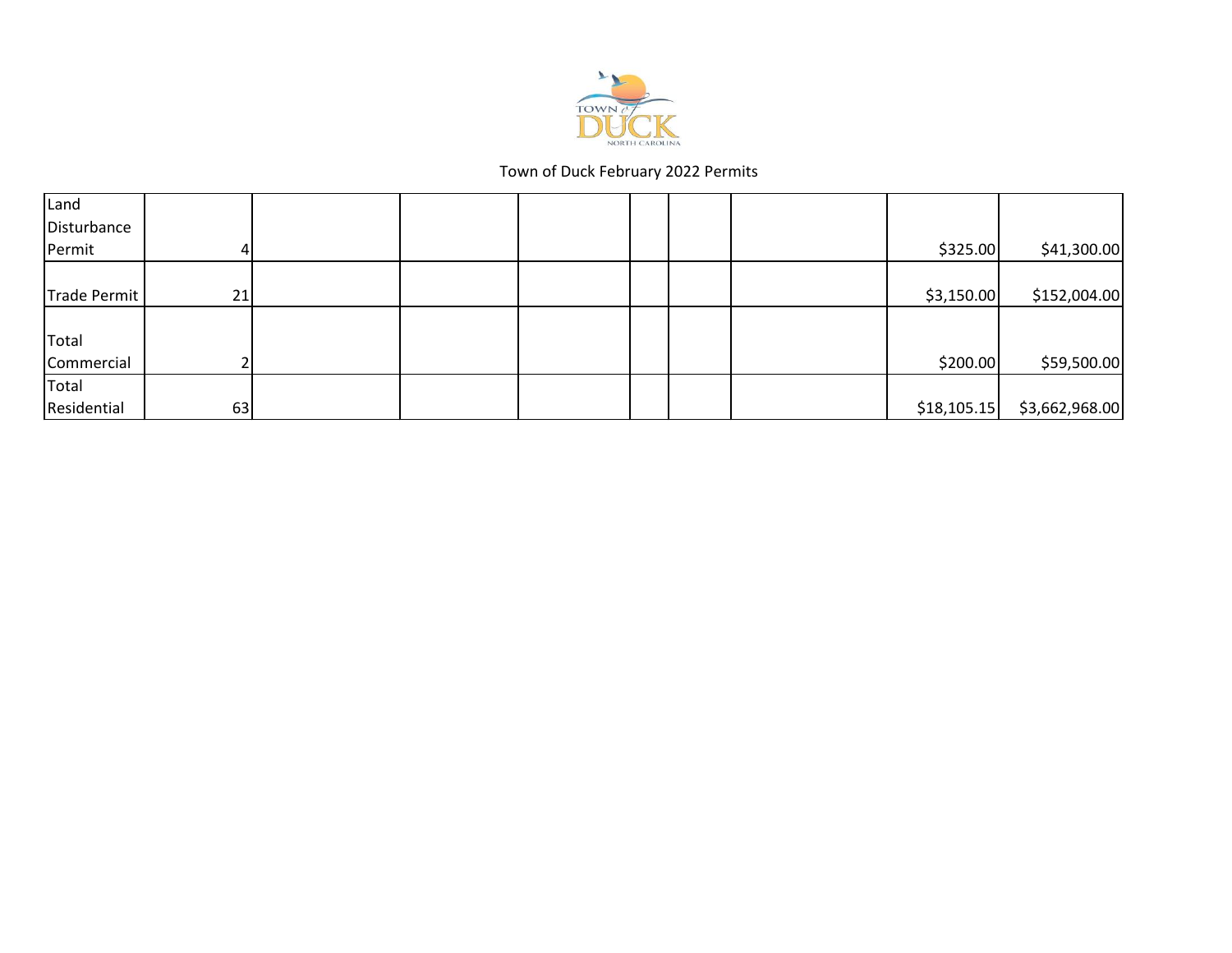Town of Duck February 2022 Permits

| | | | | | | | | | |
|---|---|---|---|---|---|---|---|---|---|
| Land Disturbance Permit | 4 | | | | | | | $325.00 | $41,300.00 |
| Trade Permit | 21 | | | | | | | $3,150.00 | $152,004.00 |
| Total Commercial | 2 | | | | | | | $200.00 | $59,500.00 |
| Total Residential | 63 | | | | | | | $18,105.15 | $3,662,968.00 |